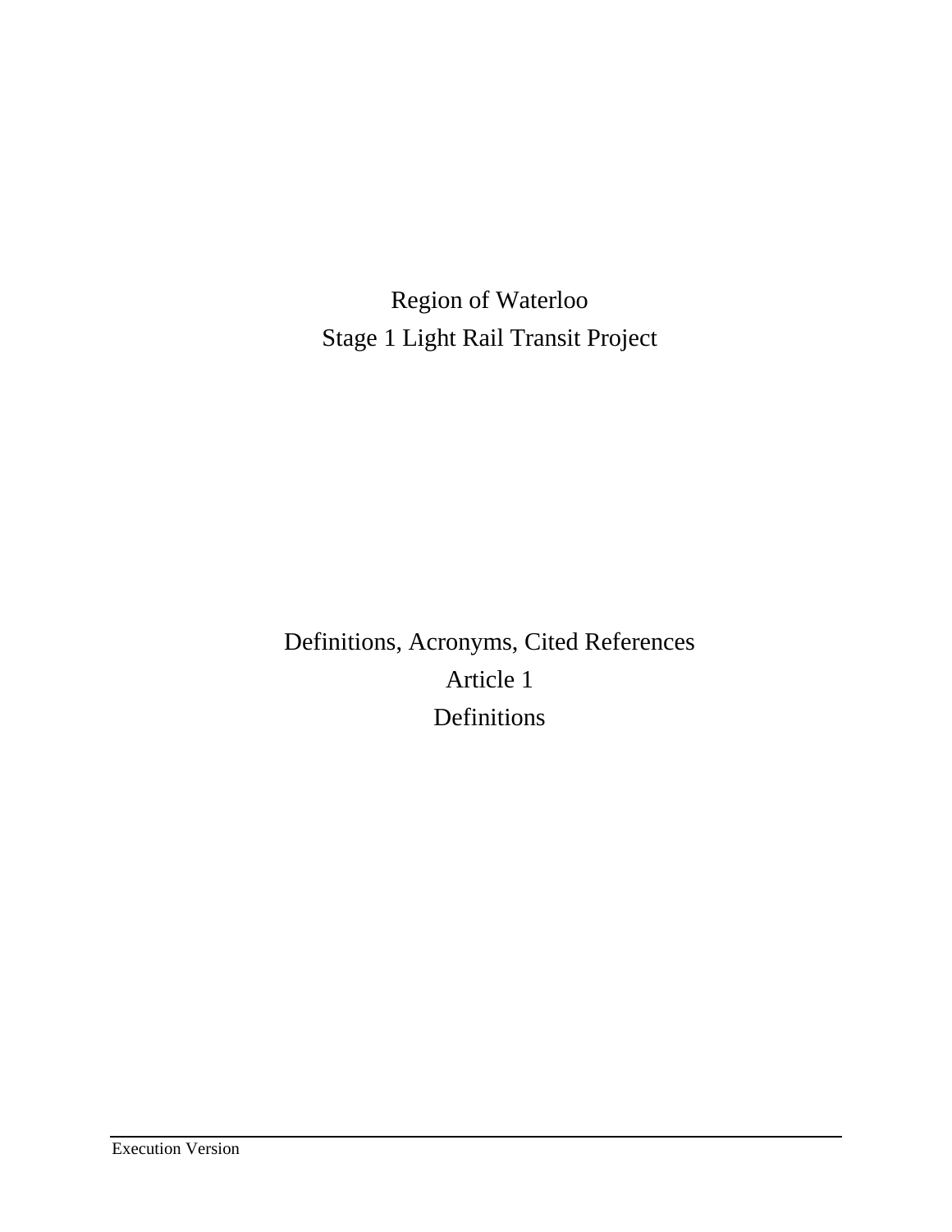# Region of Waterloo
# Stage 1 Light Rail Transit Project

## Definitions, Acronyms, Cited References
## Article 1
## Definitions

Execution Version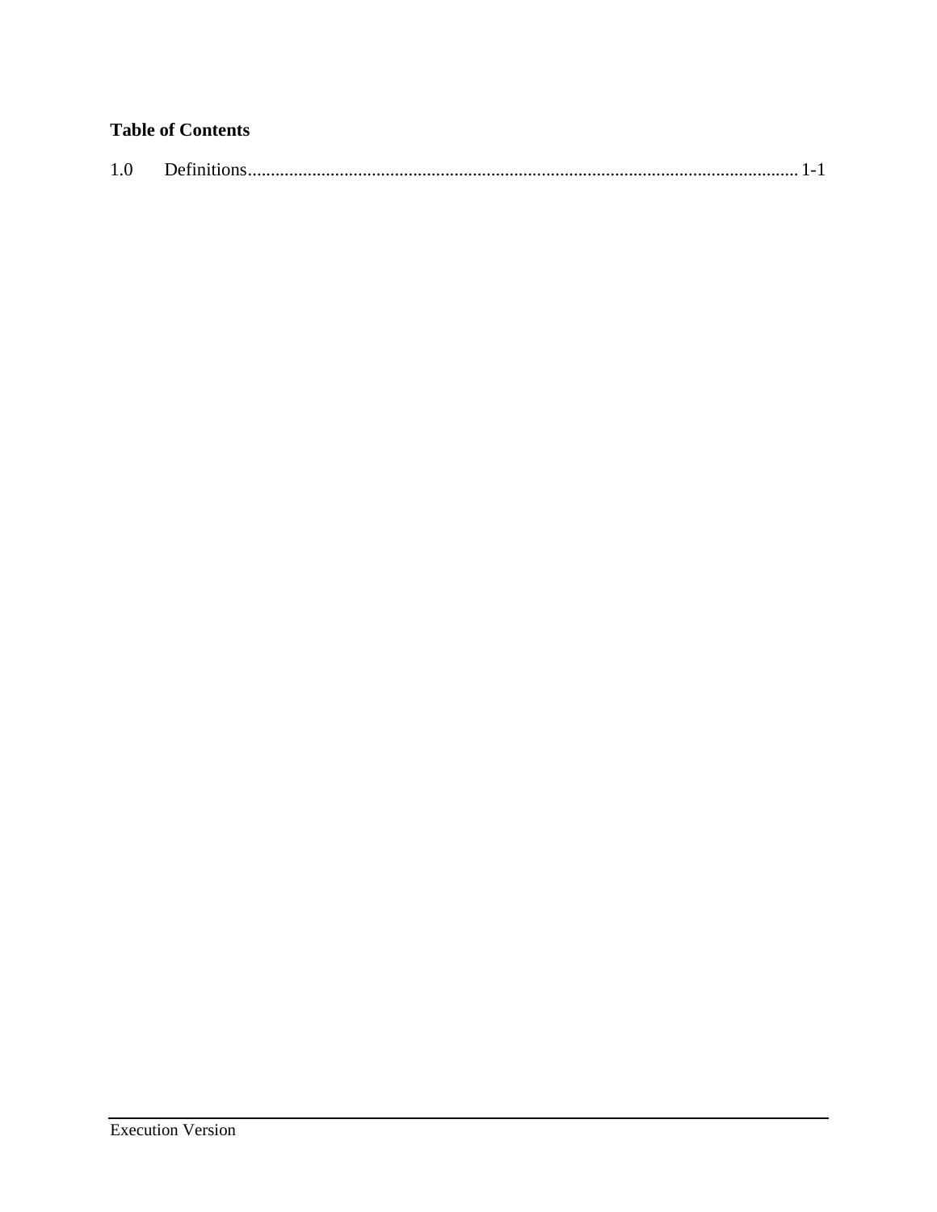**Table of Contents**

1.0 Definitions........................................................................................................................ 1-1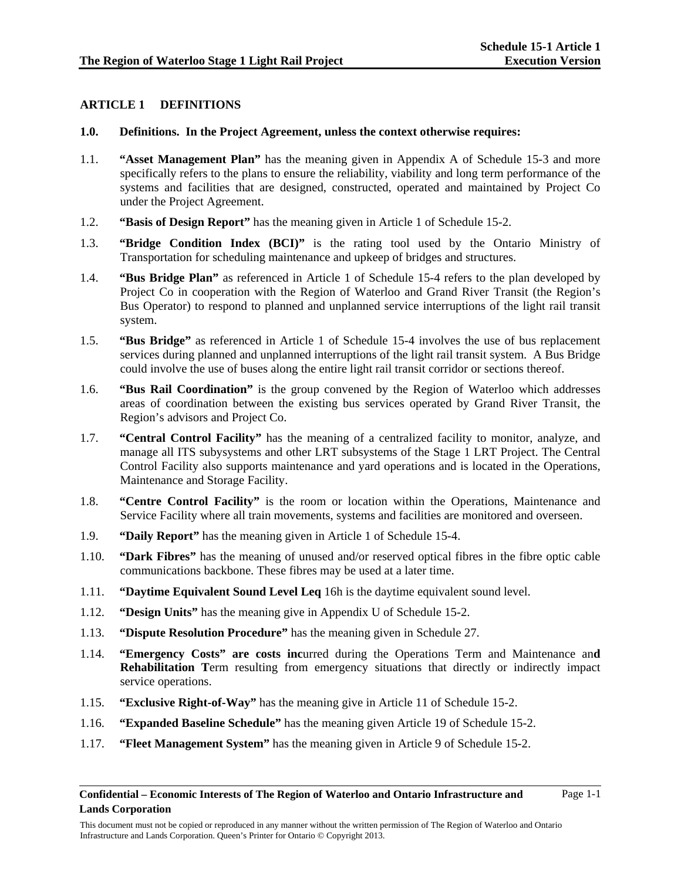## ARTICLE 1 DEFINITIONS

**1.0. Definitions. In the Project Agreement, unless the context otherwise requires:**

1.1. **"Asset Management Plan"** has the meaning given in Appendix A of Schedule 15-3 and more specifically refers to the plans to ensure the reliability, viability and long term performance of the systems and facilities that are designed, constructed, operated and maintained by Project Co under the Project Agreement.

1.2. **"Basis of Design Report"** has the meaning given in Article 1 of Schedule 15-2.

1.3. **"Bridge Condition Index (BCI)"** is the rating tool used by the Ontario Ministry of Transportation for scheduling maintenance and upkeep of bridges and structures.

1.4. **"Bus Bridge Plan"** as referenced in Article 1 of Schedule 15-4 refers to the plan developed by Project Co in cooperation with the Region of Waterloo and Grand River Transit (the Region's Bus Operator) to respond to planned and unplanned service interruptions of the light rail transit system.

1.5. **"Bus Bridge"** as referenced in Article 1 of Schedule 15-4 involves the use of bus replacement services during planned and unplanned interruptions of the light rail transit system. A Bus Bridge could involve the use of buses along the entire light rail transit corridor or sections thereof.

1.6. **"Bus Rail Coordination"** is the group convened by the Region of Waterloo which addresses areas of coordination between the existing bus services operated by Grand River Transit, the Region's advisors and Project Co.

1.7. **"Central Control Facility"** has the meaning of a centralized facility to monitor, analyze, and manage all ITS subysystems and other LRT subsystems of the Stage 1 LRT Project. The Central Control Facility also supports maintenance and yard operations and is located in the Operations, Maintenance and Storage Facility.

1.8. **"Centre Control Facility"** is the room or location within the Operations, Maintenance and Service Facility where all train movements, systems and facilities are monitored and overseen.

1.9. **"Daily Report"** has the meaning given in Article 1 of Schedule 15-4.

1.10. **"Dark Fibres"** has the meaning of unused and/or reserved optical fibres in the fibre optic cable communications backbone. These fibres may be used at a later time.

1.11. **"Daytime Equivalent Sound Level Leq** 16h is the daytime equivalent sound level.

1.12. **"Design Units"** has the meaning give in Appendix U of Schedule 15-2.

1.13. **"Dispute Resolution Procedure"** has the meaning given in Schedule 27.

1.14. **"Emergency Costs" are costs inc**urred during the Operations Term and Maintenance an**d Rehabilitation T**erm resulting from emergency situations that directly or indirectly impact service operations.

1.15. **"Exclusive Right-of-Way"** has the meaning give in Article 11 of Schedule 15-2.

1.16. **"Expanded Baseline Schedule"** has the meaning given Article 19 of Schedule 15-2.

1.17. **"Fleet Management System"** has the meaning given in Article 9 of Schedule 15-2.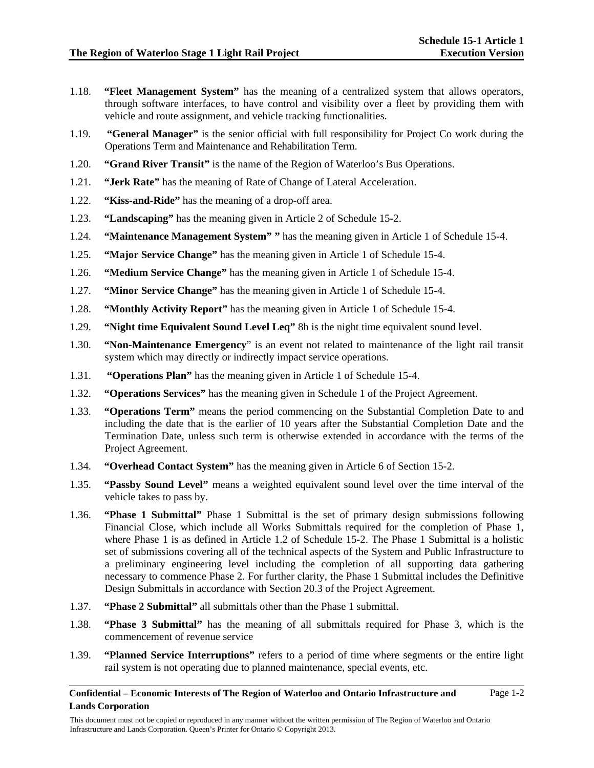1.18. **"Fleet Management System"** has the meaning of a centralized system that allows operators, through software interfaces, to have control and visibility over a fleet by providing them with vehicle and route assignment, and vehicle tracking functionalities.

1.19. **"General Manager"** is the senior official with full responsibility for Project Co work during the Operations Term and Maintenance and Rehabilitation Term.

1.20. **"Grand River Transit"** is the name of the Region of Waterloo's Bus Operations.

1.21. **"Jerk Rate"** has the meaning of Rate of Change of Lateral Acceleration.

1.22. **"Kiss-and-Ride"** has the meaning of a drop-off area.

1.23. **"Landscaping"** has the meaning given in Article 2 of Schedule 15-2.

1.24. **"Maintenance Management System" "** has the meaning given in Article 1 of Schedule 15-4.

1.25. **"Major Service Change"** has the meaning given in Article 1 of Schedule 15-4.

1.26. **"Medium Service Change"** has the meaning given in Article 1 of Schedule 15-4.

1.27. **"Minor Service Change"** has the meaning given in Article 1 of Schedule 15-4.

1.28. **"Monthly Activity Report"** has the meaning given in Article 1 of Schedule 15-4.

1.29. **"Night time Equivalent Sound Level Leq"** 8h is the night time equivalent sound level.

1.30. **"Non-Maintenance Emergency**" is an event not related to maintenance of the light rail transit system which may directly or indirectly impact service operations.

1.31. **"Operations Plan"** has the meaning given in Article 1 of Schedule 15-4.

1.32. **"Operations Services"** has the meaning given in Schedule 1 of the Project Agreement.

1.33. **"Operations Term"** means the period commencing on the Substantial Completion Date to and including the date that is the earlier of 10 years after the Substantial Completion Date and the Termination Date, unless such term is otherwise extended in accordance with the terms of the Project Agreement.

1.34. **"Overhead Contact System"** has the meaning given in Article 6 of Section 15-2.

1.35. **"Passby Sound Level"** means a weighted equivalent sound level over the time interval of the vehicle takes to pass by.

1.36. **"Phase 1 Submittal"** Phase 1 Submittal is the set of primary design submissions following Financial Close, which include all Works Submittals required for the completion of Phase 1, where Phase 1 is as defined in Article 1.2 of Schedule 15-2. The Phase 1 Submittal is a holistic set of submissions covering all of the technical aspects of the System and Public Infrastructure to a preliminary engineering level including the completion of all supporting data gathering necessary to commence Phase 2. For further clarity, the Phase 1 Submittal includes the Definitive Design Submittals in accordance with Section 20.3 of the Project Agreement.

1.37. **"Phase 2 Submittal"** all submittals other than the Phase 1 submittal.

1.38. **"Phase 3 Submittal"** has the meaning of all submittals required for Phase 3, which is the commencement of revenue service

1.39. **"Planned Service Interruptions"** refers to a period of time where segments or the entire light rail system is not operating due to planned maintenance, special events, etc.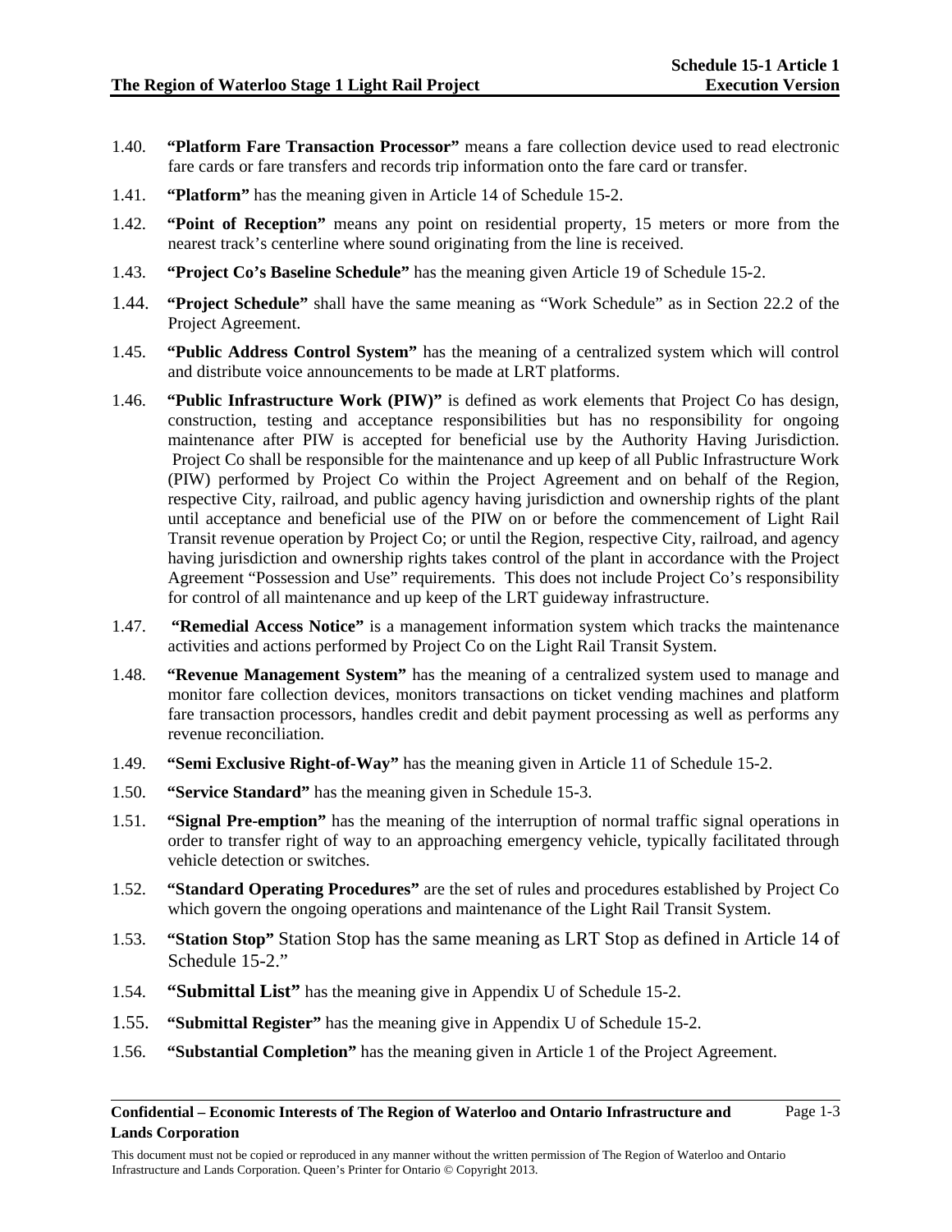1.40. **"Platform Fare Transaction Processor"** means a fare collection device used to read electronic fare cards or fare transfers and records trip information onto the fare card or transfer.

1.41. **"Platform"** has the meaning given in Article 14 of Schedule 15-2.

1.42. **"Point of Reception"** means any point on residential property, 15 meters or more from the nearest track's centerline where sound originating from the line is received.

1.43. **"Project Co's Baseline Schedule"** has the meaning given Article 19 of Schedule 15-2.

1.44. **"Project Schedule"** shall have the same meaning as "Work Schedule" as in Section 22.2 of the Project Agreement.

1.45. **"Public Address Control System"** has the meaning of a centralized system which will control and distribute voice announcements to be made at LRT platforms.

1.46. **"Public Infrastructure Work (PIW)"** is defined as work elements that Project Co has design, construction, testing and acceptance responsibilities but has no responsibility for ongoing maintenance after PIW is accepted for beneficial use by the Authority Having Jurisdiction. Project Co shall be responsible for the maintenance and up keep of all Public Infrastructure Work (PIW) performed by Project Co within the Project Agreement and on behalf of the Region, respective City, railroad, and public agency having jurisdiction and ownership rights of the plant until acceptance and beneficial use of the PIW on or before the commencement of Light Rail Transit revenue operation by Project Co; or until the Region, respective City, railroad, and agency having jurisdiction and ownership rights takes control of the plant in accordance with the Project Agreement "Possession and Use" requirements. This does not include Project Co's responsibility for control of all maintenance and up keep of the LRT guideway infrastructure.

1.47. **"Remedial Access Notice"** is a management information system which tracks the maintenance activities and actions performed by Project Co on the Light Rail Transit System.

1.48. **"Revenue Management System"** has the meaning of a centralized system used to manage and monitor fare collection devices, monitors transactions on ticket vending machines and platform fare transaction processors, handles credit and debit payment processing as well as performs any revenue reconciliation.

1.49. **"Semi Exclusive Right-of-Way"** has the meaning given in Article 11 of Schedule 15-2.

1.50. **"Service Standard"** has the meaning given in Schedule 15-3.

1.51. **"Signal Pre-emption"** has the meaning of the interruption of normal traffic signal operations in order to transfer right of way to an approaching emergency vehicle, typically facilitated through vehicle detection or switches.

1.52. **"Standard Operating Procedures"** are the set of rules and procedures established by Project Co which govern the ongoing operations and maintenance of the Light Rail Transit System.

1.53. **"Station Stop"** Station Stop has the same meaning as LRT Stop as defined in Article 14 of Schedule 15-2."

1.54. **"Submittal List"** has the meaning give in Appendix U of Schedule 15-2.

1.55. **"Submittal Register"** has the meaning give in Appendix U of Schedule 15-2.

1.56. **"Substantial Completion"** has the meaning given in Article 1 of the Project Agreement.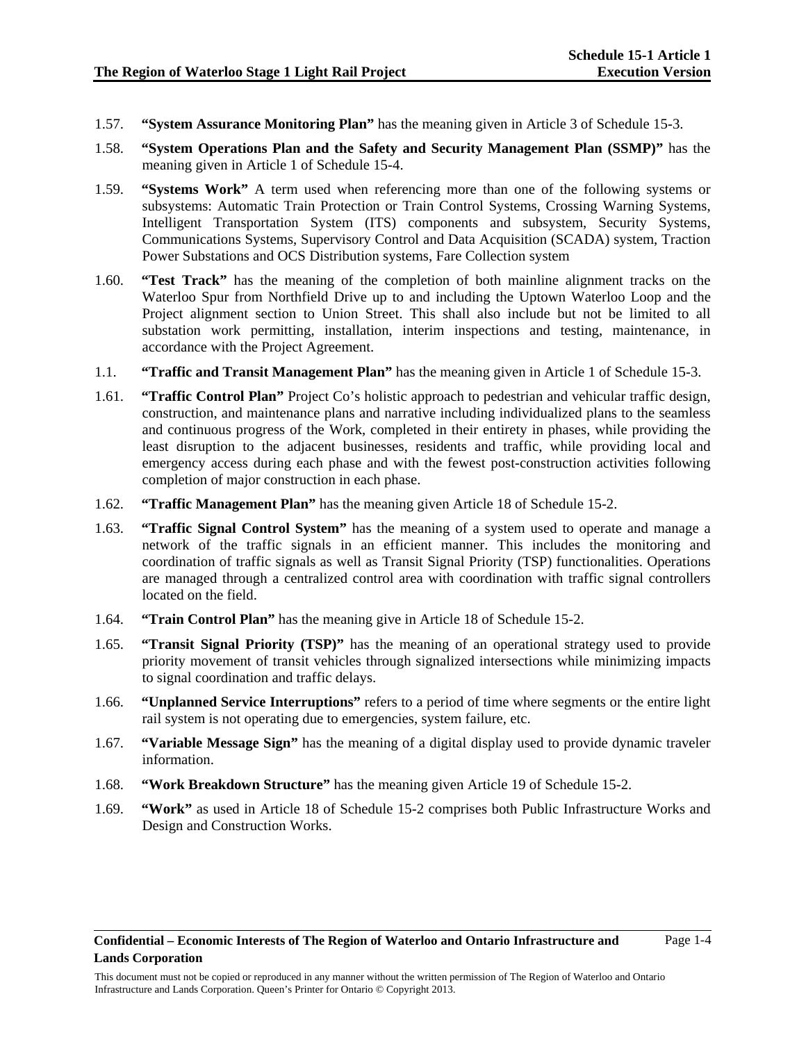1.57. **"System Assurance Monitoring Plan"** has the meaning given in Article 3 of Schedule 15-3.

1.58. **"System Operations Plan and the Safety and Security Management Plan (SSMP)"** has the meaning given in Article 1 of Schedule 15-4.

1.59. **"Systems Work"** A term used when referencing more than one of the following systems or subsystems: Automatic Train Protection or Train Control Systems, Crossing Warning Systems, Intelligent Transportation System (ITS) components and subsystem, Security Systems, Communications Systems, Supervisory Control and Data Acquisition (SCADA) system, Traction Power Substations and OCS Distribution systems, Fare Collection system

1.60. **"Test Track"** has the meaning of the completion of both mainline alignment tracks on the Waterloo Spur from Northfield Drive up to and including the Uptown Waterloo Loop and the Project alignment section to Union Street. This shall also include but not be limited to all substation work permitting, installation, interim inspections and testing, maintenance, in accordance with the Project Agreement.

1.1. **"Traffic and Transit Management Plan"** has the meaning given in Article 1 of Schedule 15-3.

1.61. **"Traffic Control Plan"** Project Co's holistic approach to pedestrian and vehicular traffic design, construction, and maintenance plans and narrative including individualized plans to the seamless and continuous progress of the Work, completed in their entirety in phases, while providing the least disruption to the adjacent businesses, residents and traffic, while providing local and emergency access during each phase and with the fewest post-construction activities following completion of major construction in each phase.

1.62. **"Traffic Management Plan"** has the meaning given Article 18 of Schedule 15-2.

1.63. **"Traffic Signal Control System"** has the meaning of a system used to operate and manage a network of the traffic signals in an efficient manner. This includes the monitoring and coordination of traffic signals as well as Transit Signal Priority (TSP) functionalities. Operations are managed through a centralized control area with coordination with traffic signal controllers located on the field.

1.64. **"Train Control Plan"** has the meaning give in Article 18 of Schedule 15-2.

1.65. **"Transit Signal Priority (TSP)"** has the meaning of an operational strategy used to provide priority movement of transit vehicles through signalized intersections while minimizing impacts to signal coordination and traffic delays.

1.66. **"Unplanned Service Interruptions"** refers to a period of time where segments or the entire light rail system is not operating due to emergencies, system failure, etc.

1.67. **"Variable Message Sign"** has the meaning of a digital display used to provide dynamic traveler information.

1.68. **"Work Breakdown Structure"** has the meaning given Article 19 of Schedule 15-2.

1.69. **"Work"** as used in Article 18 of Schedule 15-2 comprises both Public Infrastructure Works and Design and Construction Works.